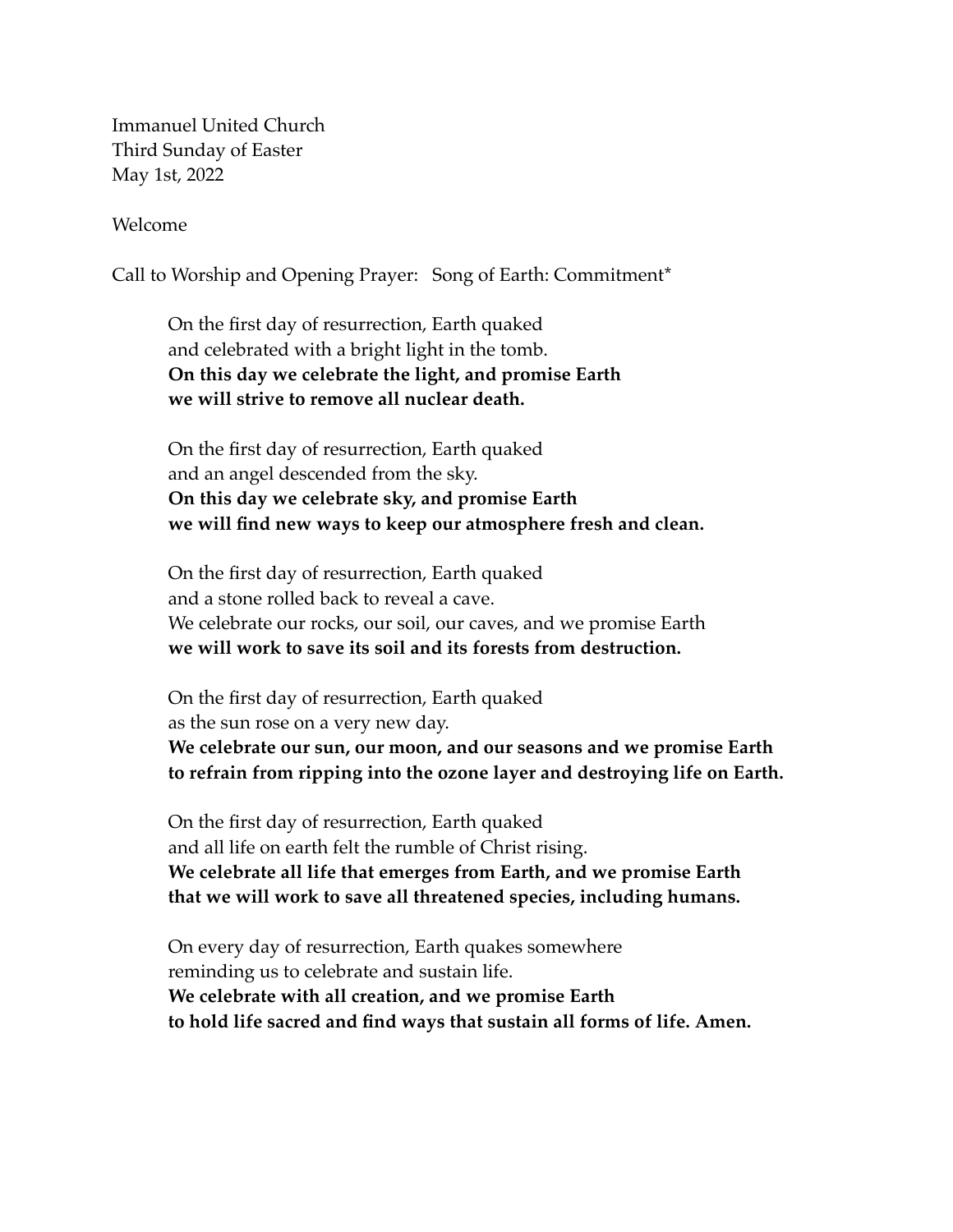Immanuel United Church
Third Sunday of Easter
May 1st, 2022

Welcome

Call to Worship and Opening Prayer: Song of Earth: Commitment*

On the first day of resurrection, Earth quaked
and celebrated with a bright light in the tomb.
**On this day we celebrate the light, and promise Earth**
**we will strive to remove all nuclear death.**

On the first day of resurrection, Earth quaked
and an angel descended from the sky.
**On this day we celebrate sky, and promise Earth**
**we will find new ways to keep our atmosphere fresh and clean.**

On the first day of resurrection, Earth quaked
and a stone rolled back to reveal a cave.
We celebrate our rocks, our soil, our caves, and we promise Earth
**we will work to save its soil and its forests from destruction.**

On the first day of resurrection, Earth quaked
as the sun rose on a very new day.
**We celebrate our sun, our moon, and our seasons and we promise Earth**
**to refrain from ripping into the ozone layer and destroying life on Earth.**

On the first day of resurrection, Earth quaked
and all life on earth felt the rumble of Christ rising.
**We celebrate all life that emerges from Earth, and we promise Earth**
**that we will work to save all threatened species, including humans.**

On every day of resurrection, Earth quakes somewhere
reminding us to celebrate and sustain life.
**We celebrate with all creation, and we promise Earth**
**to hold life sacred and find ways that sustain all forms of life. Amen.**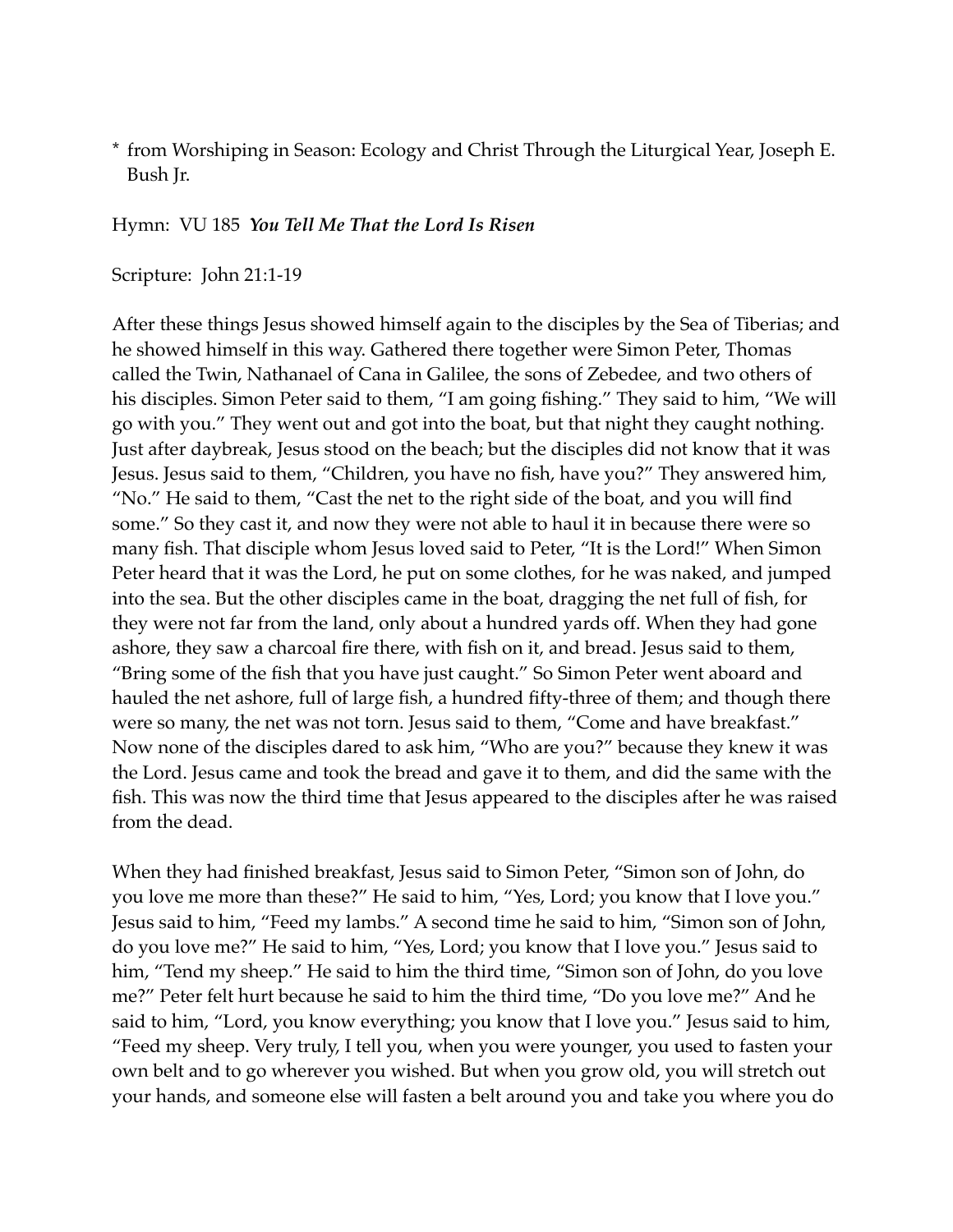\* from Worshiping in Season: Ecology and Christ Through the Liturgical Year, Joseph E. Bush Jr.

Hymn: VU 185 ***You Tell Me That the Lord Is Risen***

Scripture: John 21:1-19

After these things Jesus showed himself again to the disciples by the Sea of Tiberias; and he showed himself in this way. Gathered there together were Simon Peter, Thomas called the Twin, Nathanael of Cana in Galilee, the sons of Zebedee, and two others of his disciples. Simon Peter said to them, "I am going fishing." They said to him, "We will go with you." They went out and got into the boat, but that night they caught nothing. Just after daybreak, Jesus stood on the beach; but the disciples did not know that it was Jesus. Jesus said to them, "Children, you have no fish, have you?" They answered him, "No." He said to them, "Cast the net to the right side of the boat, and you will find some." So they cast it, and now they were not able to haul it in because there were so many fish. That disciple whom Jesus loved said to Peter, "It is the Lord!" When Simon Peter heard that it was the Lord, he put on some clothes, for he was naked, and jumped into the sea. But the other disciples came in the boat, dragging the net full of fish, for they were not far from the land, only about a hundred yards off. When they had gone ashore, they saw a charcoal fire there, with fish on it, and bread. Jesus said to them, "Bring some of the fish that you have just caught." So Simon Peter went aboard and hauled the net ashore, full of large fish, a hundred fifty-three of them; and though there were so many, the net was not torn. Jesus said to them, "Come and have breakfast." Now none of the disciples dared to ask him, "Who are you?" because they knew it was the Lord. Jesus came and took the bread and gave it to them, and did the same with the fish. This was now the third time that Jesus appeared to the disciples after he was raised from the dead.

When they had finished breakfast, Jesus said to Simon Peter, "Simon son of John, do you love me more than these?" He said to him, "Yes, Lord; you know that I love you." Jesus said to him, "Feed my lambs." A second time he said to him, "Simon son of John, do you love me?" He said to him, "Yes, Lord; you know that I love you." Jesus said to him, "Tend my sheep." He said to him the third time, "Simon son of John, do you love me?" Peter felt hurt because he said to him the third time, "Do you love me?" And he said to him, "Lord, you know everything; you know that I love you." Jesus said to him, "Feed my sheep. Very truly, I tell you, when you were younger, you used to fasten your own belt and to go wherever you wished. But when you grow old, you will stretch out your hands, and someone else will fasten a belt around you and take you where you do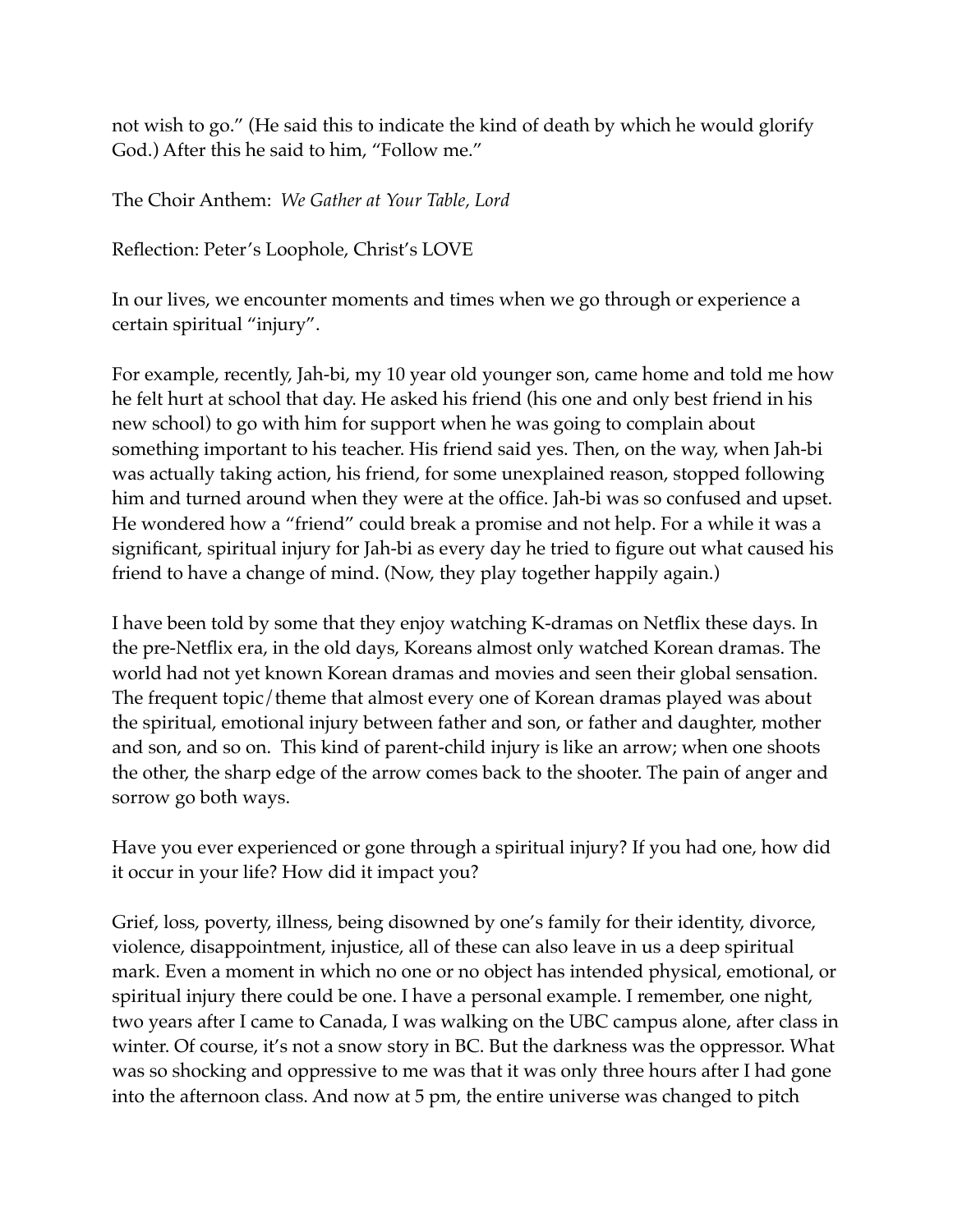not wish to go." (He said this to indicate the kind of death by which he would glorify God.) After this he said to him, "Follow me."

The Choir Anthem: *We Gather at Your Table, Lord*

Reflection: Peter's Loophole, Christ's LOVE

In our lives, we encounter moments and times when we go through or experience a certain spiritual "injury".

For example, recently, Jah-bi, my 10 year old younger son, came home and told me how he felt hurt at school that day. He asked his friend (his one and only best friend in his new school) to go with him for support when he was going to complain about something important to his teacher. His friend said yes. Then, on the way, when Jah-bi was actually taking action, his friend, for some unexplained reason, stopped following him and turned around when they were at the office. Jah-bi was so confused and upset. He wondered how a "friend" could break a promise and not help. For a while it was a significant, spiritual injury for Jah-bi as every day he tried to figure out what caused his friend to have a change of mind. (Now, they play together happily again.)

I have been told by some that they enjoy watching K-dramas on Netflix these days. In the pre-Netflix era, in the old days, Koreans almost only watched Korean dramas. The world had not yet known Korean dramas and movies and seen their global sensation. The frequent topic/theme that almost every one of Korean dramas played was about the spiritual, emotional injury between father and son, or father and daughter, mother and son, and so on. This kind of parent-child injury is like an arrow; when one shoots the other, the sharp edge of the arrow comes back to the shooter. The pain of anger and sorrow go both ways.

Have you ever experienced or gone through a spiritual injury? If you had one, how did it occur in your life? How did it impact you?

Grief, loss, poverty, illness, being disowned by one's family for their identity, divorce, violence, disappointment, injustice, all of these can also leave in us a deep spiritual mark. Even a moment in which no one or no object has intended physical, emotional, or spiritual injury there could be one. I have a personal example. I remember, one night, two years after I came to Canada, I was walking on the UBC campus alone, after class in winter. Of course, it's not a snow story in BC. But the darkness was the oppressor. What was so shocking and oppressive to me was that it was only three hours after I had gone into the afternoon class. And now at 5 pm, the entire universe was changed to pitch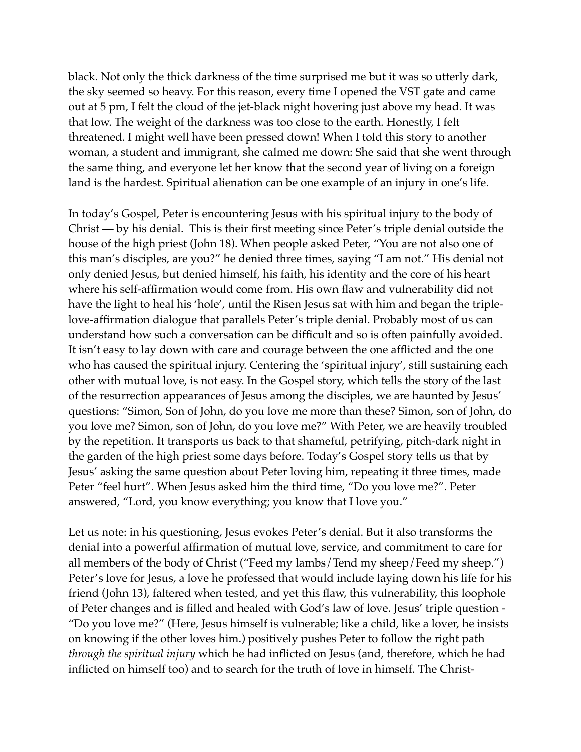black. Not only the thick darkness of the time surprised me but it was so utterly dark, the sky seemed so heavy. For this reason, every time I opened the VST gate and came out at 5 pm, I felt the cloud of the jet-black night hovering just above my head. It was that low. The weight of the darkness was too close to the earth. Honestly, I felt threatened. I might well have been pressed down! When I told this story to another woman, a student and immigrant, she calmed me down: She said that she went through the same thing, and everyone let her know that the second year of living on a foreign land is the hardest. Spiritual alienation can be one example of an injury in one's life.

In today's Gospel, Peter is encountering Jesus with his spiritual injury to the body of Christ — by his denial. This is their first meeting since Peter's triple denial outside the house of the high priest (John 18). When people asked Peter, "You are not also one of this man's disciples, are you?" he denied three times, saying "I am not." His denial not only denied Jesus, but denied himself, his faith, his identity and the core of his heart where his self-affirmation would come from. His own flaw and vulnerability did not have the light to heal his 'hole', until the Risen Jesus sat with him and began the triple-love-affirmation dialogue that parallels Peter's triple denial. Probably most of us can understand how such a conversation can be difficult and so is often painfully avoided. It isn't easy to lay down with care and courage between the one afflicted and the one who has caused the spiritual injury. Centering the 'spiritual injury', still sustaining each other with mutual love, is not easy. In the Gospel story, which tells the story of the last of the resurrection appearances of Jesus among the disciples, we are haunted by Jesus' questions: "Simon, Son of John, do you love me more than these? Simon, son of John, do you love me? Simon, son of John, do you love me?" With Peter, we are heavily troubled by the repetition. It transports us back to that shameful, petrifying, pitch-dark night in the garden of the high priest some days before. Today's Gospel story tells us that by Jesus' asking the same question about Peter loving him, repeating it three times, made Peter "feel hurt". When Jesus asked him the third time, "Do you love me?". Peter answered, "Lord, you know everything; you know that I love you."

Let us note: in his questioning, Jesus evokes Peter's denial. But it also transforms the denial into a powerful affirmation of mutual love, service, and commitment to care for all members of the body of Christ ("Feed my lambs/Tend my sheep/Feed my sheep.") Peter's love for Jesus, a love he professed that would include laying down his life for his friend (John 13), faltered when tested, and yet this flaw, this vulnerability, this loophole of Peter changes and is filled and healed with God's law of love. Jesus' triple question - "Do you love me?" (Here, Jesus himself is vulnerable; like a child, like a lover, he insists on knowing if the other loves him.) positively pushes Peter to follow the right path *through the spiritual injury* which he had inflicted on Jesus (and, therefore, which he had inflicted on himself too) and to search for the truth of love in himself. The Christ-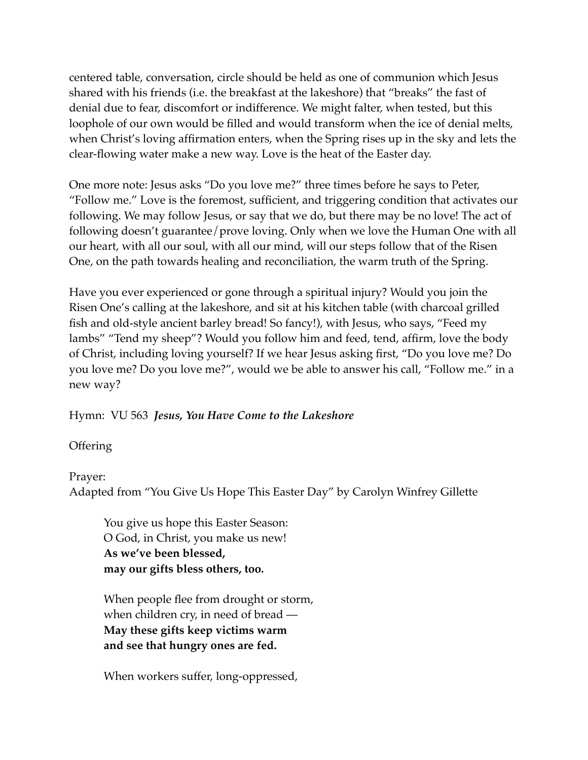centered table, conversation, circle should be held as one of communion which Jesus shared with his friends (i.e. the breakfast at the lakeshore) that "breaks" the fast of denial due to fear, discomfort or indifference. We might falter, when tested, but this loophole of our own would be filled and would transform when the ice of denial melts, when Christ's loving affirmation enters, when the Spring rises up in the sky and lets the clear-flowing water make a new way. Love is the heat of the Easter day.

One more note: Jesus asks "Do you love me?" three times before he says to Peter, "Follow me." Love is the foremost, sufficient, and triggering condition that activates our following. We may follow Jesus, or say that we do, but there may be no love! The act of following doesn't guarantee/prove loving. Only when we love the Human One with all our heart, with all our soul, with all our mind, will our steps follow that of the Risen One, on the path towards healing and reconciliation, the warm truth of the Spring.

Have you ever experienced or gone through a spiritual injury? Would you join the Risen One's calling at the lakeshore, and sit at his kitchen table (with charcoal grilled fish and old-style ancient barley bread! So fancy!), with Jesus, who says, "Feed my lambs" "Tend my sheep"? Would you follow him and feed, tend, affirm, love the body of Christ, including loving yourself? If we hear Jesus asking first, "Do you love me? Do you love me? Do you love me?", would we be able to answer his call, "Follow me." in a new way?

Hymn: VU 563 ***Jesus, You Have Come to the Lakeshore***

Offering

Prayer:
Adapted from "You Give Us Hope This Easter Day" by Carolyn Winfrey Gillette

> You give us hope this Easter Season:
> O God, in Christ, you make us new!
> **As we've been blessed,**
> **may our gifts bless others, too.**
>
> When people flee from drought or storm,
> when children cry, in need of bread —
> **May these gifts keep victims warm**
> **and see that hungry ones are fed.**
>
> When workers suffer, long-oppressed,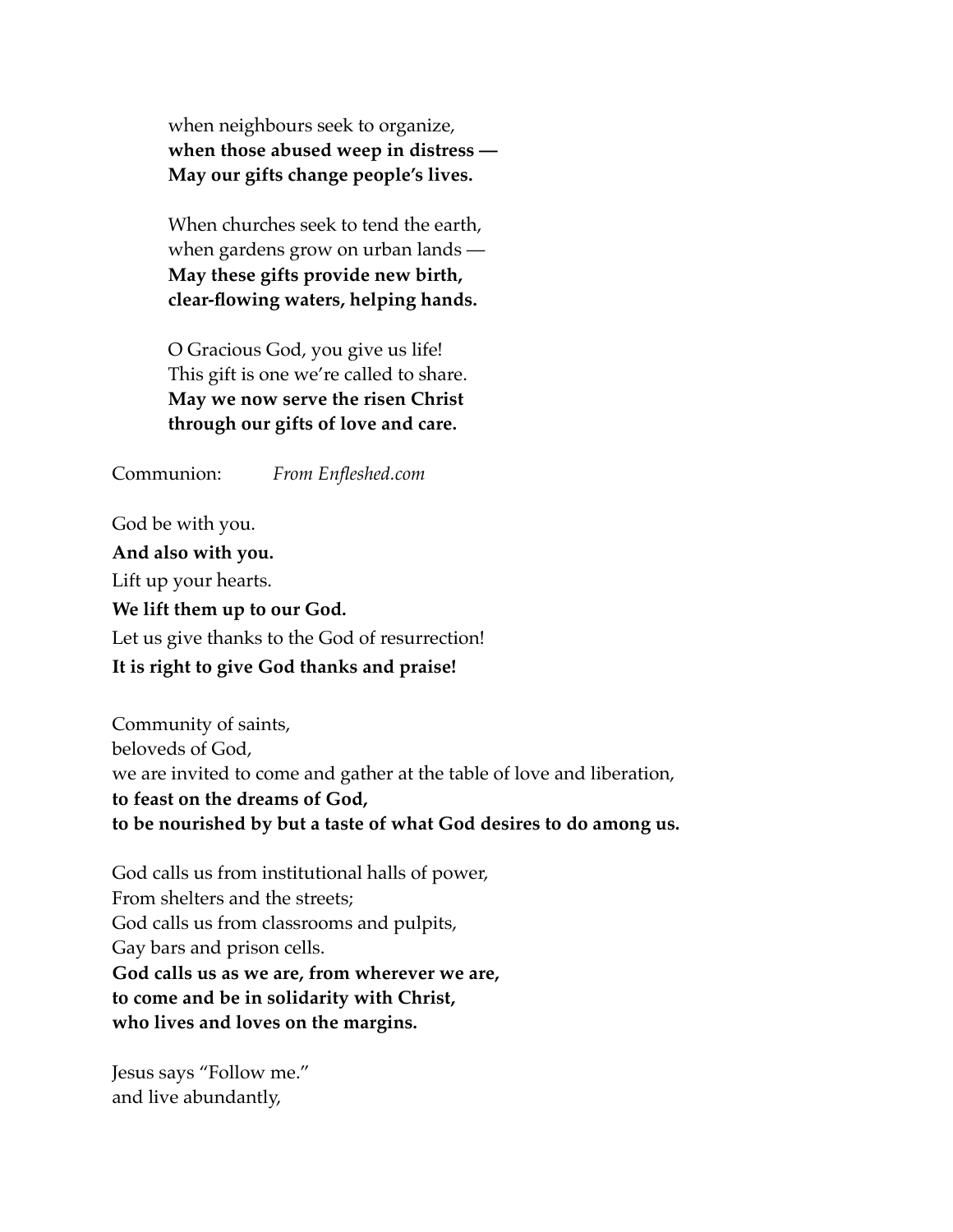when neighbours seek to organize,
**when those abused weep in distress —**
**May our gifts change people's lives.**

When churches seek to tend the earth,
when gardens grow on urban lands —
**May these gifts provide new birth,**
**clear-flowing waters, helping hands.**

O Gracious God, you give us life!
This gift is one we're called to share.
**May we now serve the risen Christ**
**through our gifts of love and care.**

Communion: *From Enfleshed.com*

God be with you.
**And also with you.**
Lift up your hearts.
**We lift them up to our God.**
Let us give thanks to the God of resurrection!
**It is right to give God thanks and praise!**

Community of saints,
beloveds of God,
we are invited to come and gather at the table of love and liberation,
**to feast on the dreams of God,**
**to be nourished by but a taste of what God desires to do among us.**

God calls us from institutional halls of power,
From shelters and the streets;
God calls us from classrooms and pulpits,
Gay bars and prison cells.
**God calls us as we are, from wherever we are,**
**to come and be in solidarity with Christ,**
**who lives and loves on the margins.**

Jesus says "Follow me."
and live abundantly,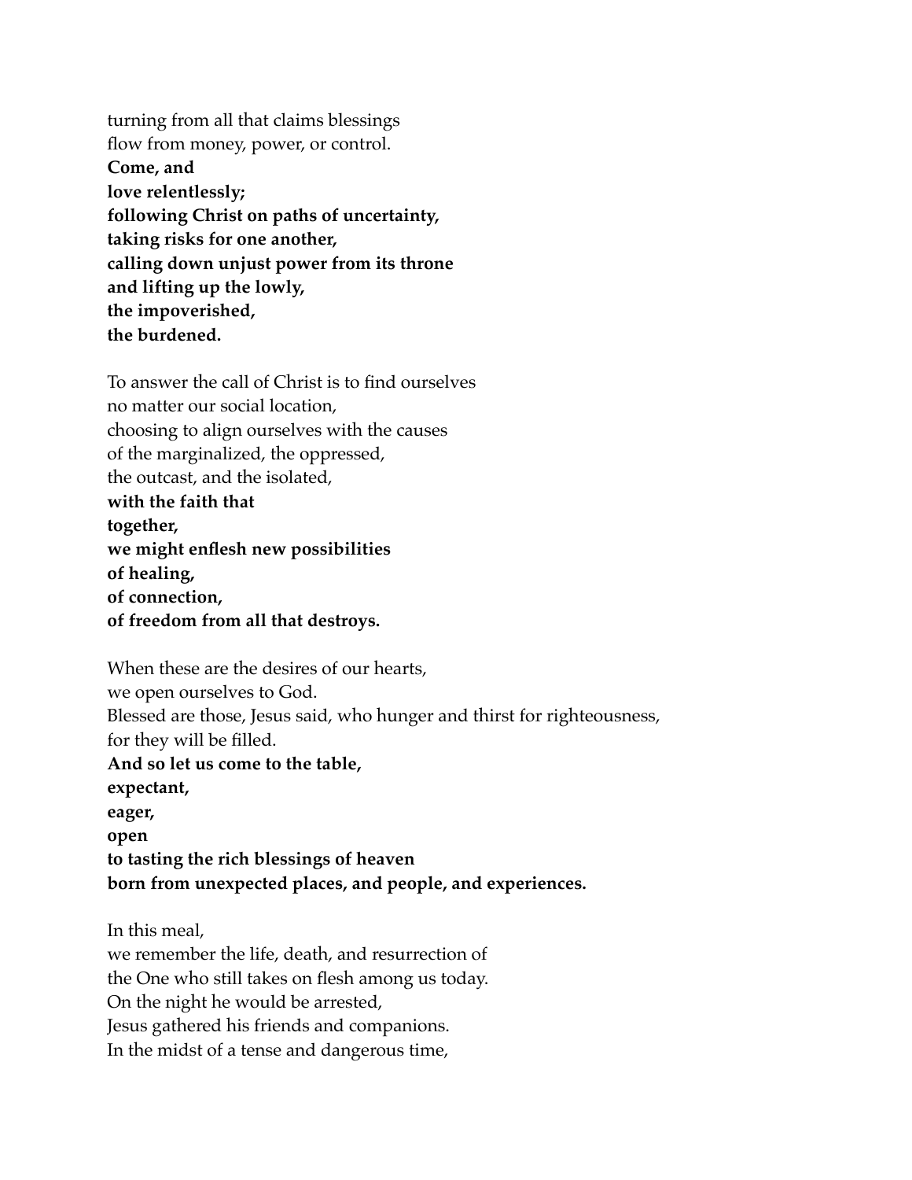turning from all that claims blessings
flow from money, power, or control.
**Come, and**
**love relentlessly;**
**following Christ on paths of uncertainty,**
**taking risks for one another,**
**calling down unjust power from its throne**
**and lifting up the lowly,**
**the impoverished,**
**the burdened.**

To answer the call of Christ is to find ourselves
no matter our social location,
choosing to align ourselves with the causes
of the marginalized, the oppressed,
the outcast, and the isolated,
**with the faith that**
**together,**
**we might enflesh new possibilities**
**of healing,**
**of connection,**
**of freedom from all that destroys.**

When these are the desires of our hearts,
we open ourselves to God.
Blessed are those, Jesus said, who hunger and thirst for righteousness,
for they will be filled.
**And so let us come to the table,**
**expectant,**
**eager,**
**open**
**to tasting the rich blessings of heaven**
**born from unexpected places, and people, and experiences.**

In this meal,
we remember the life, death, and resurrection of
the One who still takes on flesh among us today.
On the night he would be arrested,
Jesus gathered his friends and companions.
In the midst of a tense and dangerous time,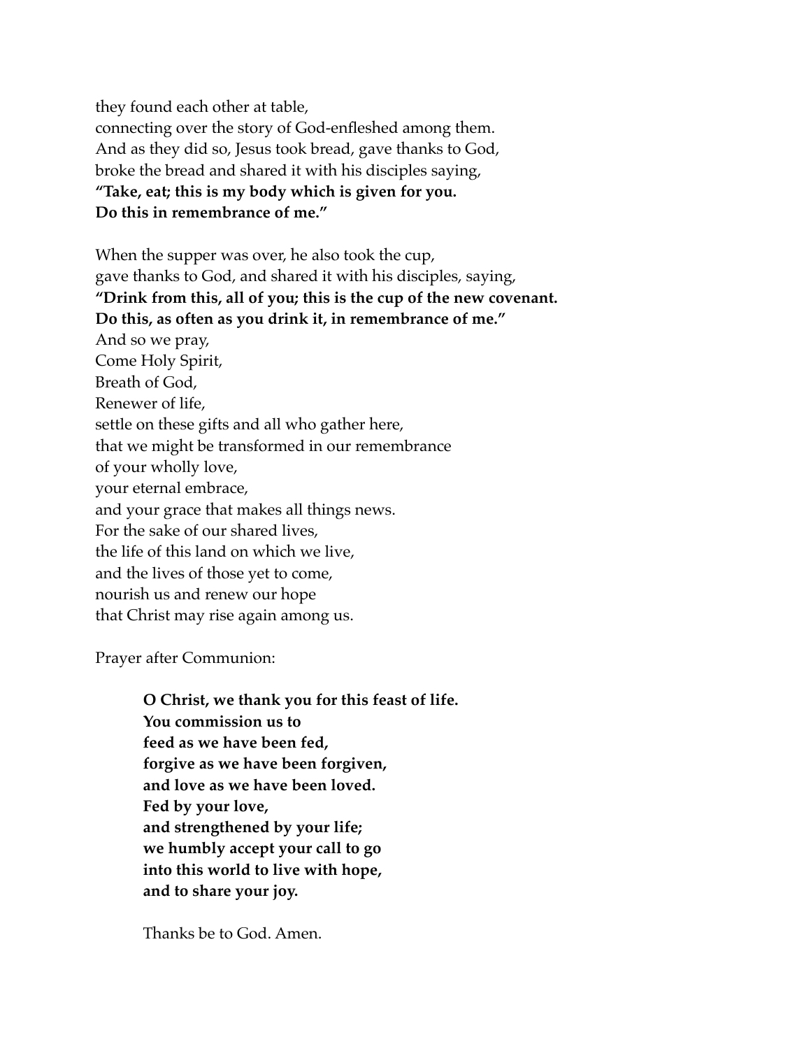they found each other at table,
connecting over the story of God-enfleshed among them.
And as they did so, Jesus took bread, gave thanks to God,
broke the bread and shared it with his disciples saying,
**"Take, eat; this is my body which is given for you.**
**Do this in remembrance of me."**

When the supper was over, he also took the cup,
gave thanks to God, and shared it with his disciples, saying,
**"Drink from this, all of you; this is the cup of the new covenant.**
**Do this, as often as you drink it, in remembrance of me."**
And so we pray,
Come Holy Spirit,
Breath of God,
Renewer of life,
settle on these gifts and all who gather here,
that we might be transformed in our remembrance
of your wholly love,
your eternal embrace,
and your grace that makes all things news.
For the sake of our shared lives,
the life of this land on which we live,
and the lives of those yet to come,
nourish us and renew our hope
that Christ may rise again among us.

Prayer after Communion:

> **O Christ, we thank you for this feast of life.**
> **You commission us to**
> **feed as we have been fed,**
> **forgive as we have been forgiven,**
> **and love as we have been loved.**
> **Fed by your love,**
> **and strengthened by your life;**
> **we humbly accept your call to go**
> **into this world to live with hope,**
> **and to share your joy.**
>
> Thanks be to God. Amen.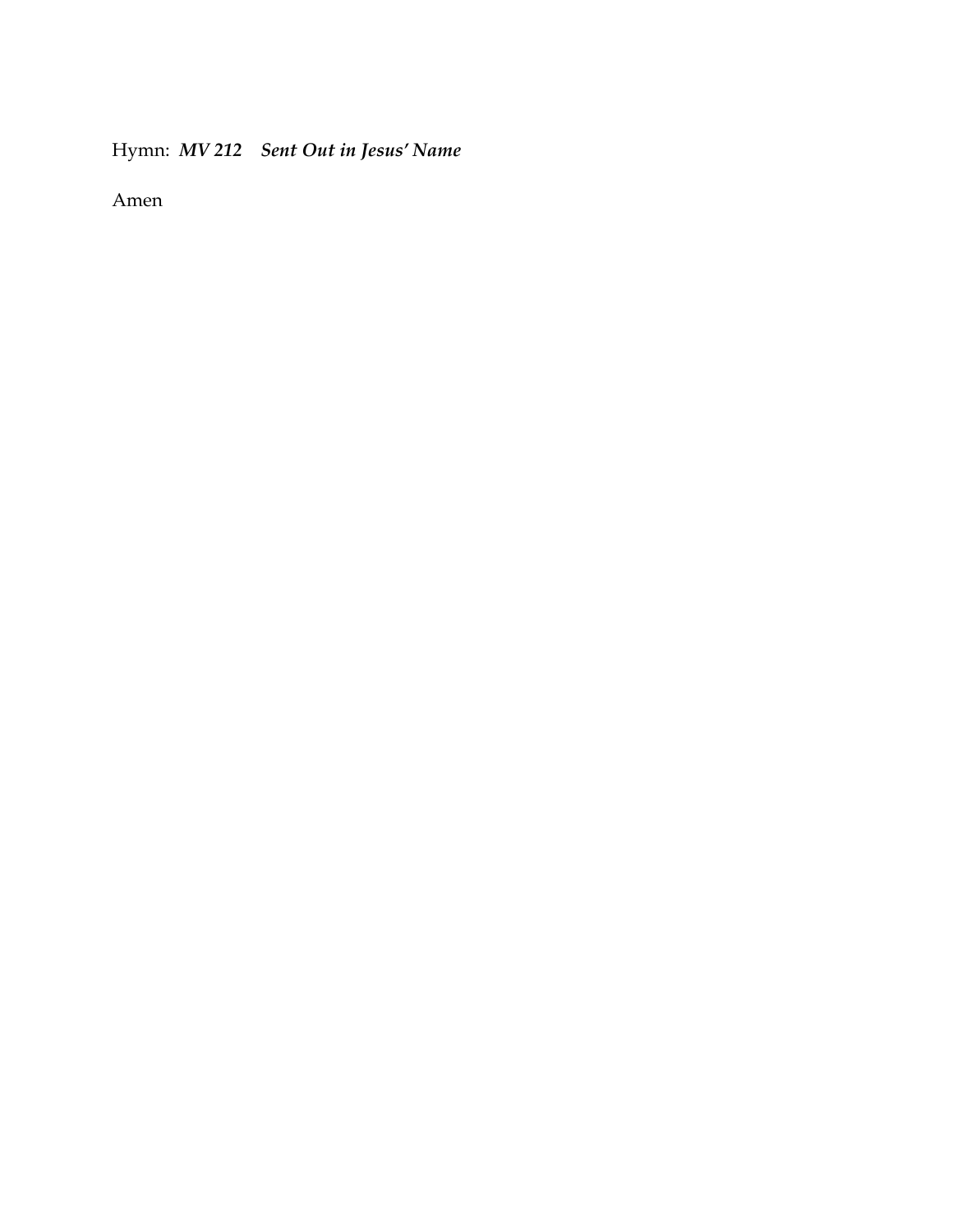Hymn: ***MV 212 Sent Out in Jesus' Name***

Amen